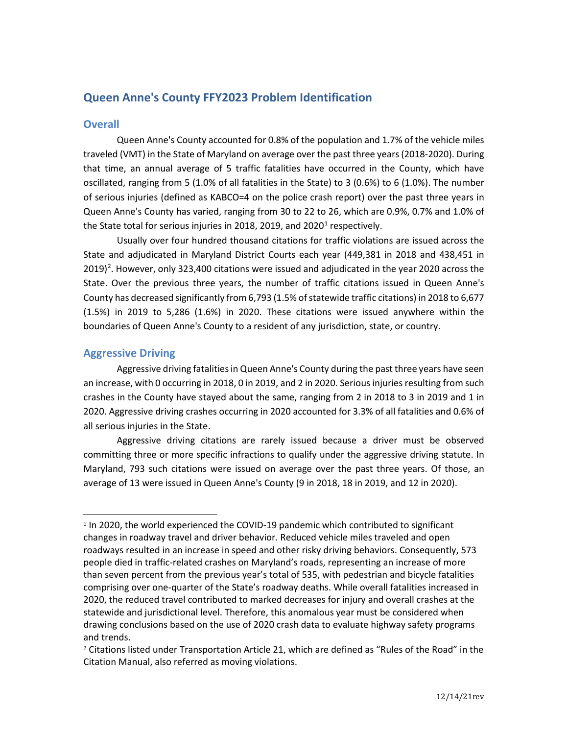# Queen Anne's County FFY2023 Problem Identification

## Overall

Queen Anne's County accounted for 0.8% of the population and 1.7% of the vehicle miles traveled (VMT) in the State of Maryland on average over the past three years (2018-2020). During that time, an annual average of 5 traffic fatalities have occurred in the County, which have oscillated, ranging from 5 (1.0% of all fatalities in the State) to 3 (0.6%) to 6 (1.0%). The number of serious injuries (defined as KABCO=4 on the police crash report) over the past three years in Queen Anne's County has varied, ranging from 30 to 22 to 26, which are 0.9%, 0.7% and 1.0% of the State total for serious injuries in 2018, 2019, and 2020[1] respectively.

Usually over four hundred thousand citations for traffic violations are issued across the State and adjudicated in Maryland District Courts each year (449,381 in 2018 and 438,451 in 2019)[2]. However, only 323,400 citations were issued and adjudicated in the year 2020 across the State. Over the previous three years, the number of traffic citations issued in Queen Anne's County has decreased significantly from 6,793 (1.5% of statewide traffic citations) in 2018 to 6,677 (1.5%) in 2019 to 5,286 (1.6%) in 2020. These citations were issued anywhere within the boundaries of Queen Anne's County to a resident of any jurisdiction, state, or country.

## Aggressive Driving

Aggressive driving fatalities in Queen Anne's County during the past three years have seen an increase, with 0 occurring in 2018, 0 in 2019, and 2 in 2020. Serious injuries resulting from such crashes in the County have stayed about the same, ranging from 2 in 2018 to 3 in 2019 and 1 in 2020. Aggressive driving crashes occurring in 2020 accounted for 3.3% of all fatalities and 0.6% of all serious injuries in the State.

Aggressive driving citations are rarely issued because a driver must be observed committing three or more specific infractions to qualify under the aggressive driving statute. In Maryland, 793 such citations were issued on average over the past three years. Of those, an average of 13 were issued in Queen Anne's County (9 in 2018, 18 in 2019, and 12 in 2020).

---

[1] In 2020, the world experienced the COVID-19 pandemic which contributed to significant changes in roadway travel and driver behavior. Reduced vehicle miles traveled and open roadways resulted in an increase in speed and other risky driving behaviors. Consequently, 573 people died in traffic-related crashes on Maryland's roads, representing an increase of more than seven percent from the previous year's total of 535, with pedestrian and bicycle fatalities comprising over one-quarter of the State's roadway deaths. While overall fatalities increased in 2020, the reduced travel contributed to marked decreases for injury and overall crashes at the statewide and jurisdictional level. Therefore, this anomalous year must be considered when drawing conclusions based on the use of 2020 crash data to evaluate highway safety programs and trends.

[2] Citations listed under Transportation Article 21, which are defined as "Rules of the Road" in the Citation Manual, also referred as moving violations.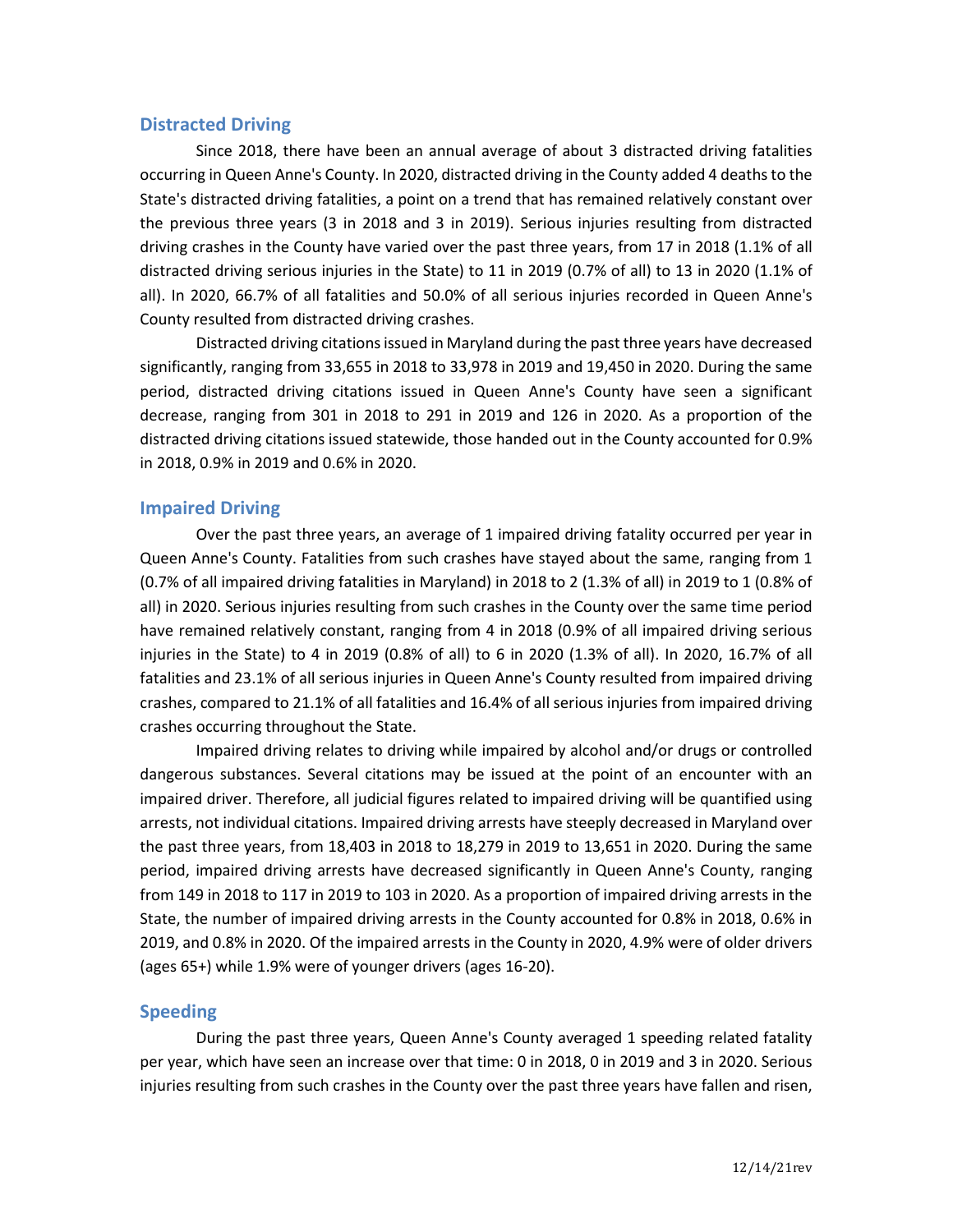## Distracted Driving

Since 2018, there have been an annual average of about 3 distracted driving fatalities occurring in Queen Anne's County. In 2020, distracted driving in the County added 4 deaths to the State's distracted driving fatalities, a point on a trend that has remained relatively constant over the previous three years (3 in 2018 and 3 in 2019). Serious injuries resulting from distracted driving crashes in the County have varied over the past three years, from 17 in 2018 (1.1% of all distracted driving serious injuries in the State) to 11 in 2019 (0.7% of all) to 13 in 2020 (1.1% of all). In 2020, 66.7% of all fatalities and 50.0% of all serious injuries recorded in Queen Anne's County resulted from distracted driving crashes.

Distracted driving citations issued in Maryland during the past three years have decreased significantly, ranging from 33,655 in 2018 to 33,978 in 2019 and 19,450 in 2020. During the same period, distracted driving citations issued in Queen Anne's County have seen a significant decrease, ranging from 301 in 2018 to 291 in 2019 and 126 in 2020. As a proportion of the distracted driving citations issued statewide, those handed out in the County accounted for 0.9% in 2018, 0.9% in 2019 and 0.6% in 2020.

## Impaired Driving

Over the past three years, an average of 1 impaired driving fatality occurred per year in Queen Anne's County. Fatalities from such crashes have stayed about the same, ranging from 1 (0.7% of all impaired driving fatalities in Maryland) in 2018 to 2 (1.3% of all) in 2019 to 1 (0.8% of all) in 2020. Serious injuries resulting from such crashes in the County over the same time period have remained relatively constant, ranging from 4 in 2018 (0.9% of all impaired driving serious injuries in the State) to 4 in 2019 (0.8% of all) to 6 in 2020 (1.3% of all). In 2020, 16.7% of all fatalities and 23.1% of all serious injuries in Queen Anne's County resulted from impaired driving crashes, compared to 21.1% of all fatalities and 16.4% of all serious injuries from impaired driving crashes occurring throughout the State.

Impaired driving relates to driving while impaired by alcohol and/or drugs or controlled dangerous substances. Several citations may be issued at the point of an encounter with an impaired driver. Therefore, all judicial figures related to impaired driving will be quantified using arrests, not individual citations. Impaired driving arrests have steeply decreased in Maryland over the past three years, from 18,403 in 2018 to 18,279 in 2019 to 13,651 in 2020. During the same period, impaired driving arrests have decreased significantly in Queen Anne's County, ranging from 149 in 2018 to 117 in 2019 to 103 in 2020. As a proportion of impaired driving arrests in the State, the number of impaired driving arrests in the County accounted for 0.8% in 2018, 0.6% in 2019, and 0.8% in 2020. Of the impaired arrests in the County in 2020, 4.9% were of older drivers (ages 65+) while 1.9% were of younger drivers (ages 16-20).

## Speeding

During the past three years, Queen Anne's County averaged 1 speeding related fatality per year, which have seen an increase over that time: 0 in 2018, 0 in 2019 and 3 in 2020. Serious injuries resulting from such crashes in the County over the past three years have fallen and risen,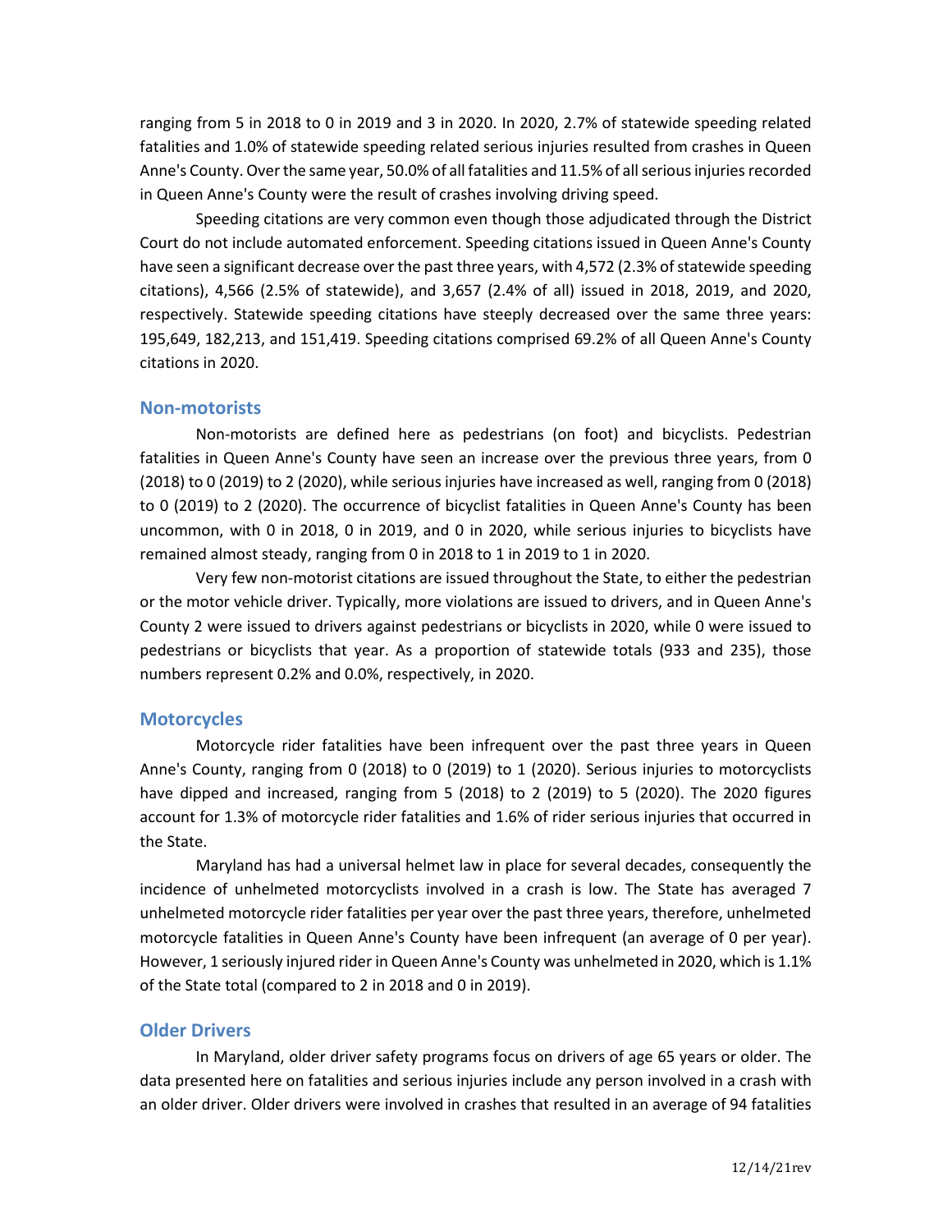ranging from 5 in 2018 to 0 in 2019 and 3 in 2020. In 2020, 2.7% of statewide speeding related fatalities and 1.0% of statewide speeding related serious injuries resulted from crashes in Queen Anne's County. Over the same year, 50.0% of all fatalities and 11.5% of all serious injuries recorded in Queen Anne's County were the result of crashes involving driving speed.

Speeding citations are very common even though those adjudicated through the District Court do not include automated enforcement. Speeding citations issued in Queen Anne's County have seen a significant decrease over the past three years, with 4,572 (2.3% of statewide speeding citations), 4,566 (2.5% of statewide), and 3,657 (2.4% of all) issued in 2018, 2019, and 2020, respectively. Statewide speeding citations have steeply decreased over the same three years: 195,649, 182,213, and 151,419. Speeding citations comprised 69.2% of all Queen Anne's County citations in 2020.

## Non-motorists

Non-motorists are defined here as pedestrians (on foot) and bicyclists. Pedestrian fatalities in Queen Anne's County have seen an increase over the previous three years, from 0 (2018) to 0 (2019) to 2 (2020), while serious injuries have increased as well, ranging from 0 (2018) to 0 (2019) to 2 (2020). The occurrence of bicyclist fatalities in Queen Anne's County has been uncommon, with 0 in 2018, 0 in 2019, and 0 in 2020, while serious injuries to bicyclists have remained almost steady, ranging from 0 in 2018 to 1 in 2019 to 1 in 2020.

Very few non-motorist citations are issued throughout the State, to either the pedestrian or the motor vehicle driver. Typically, more violations are issued to drivers, and in Queen Anne's County 2 were issued to drivers against pedestrians or bicyclists in 2020, while 0 were issued to pedestrians or bicyclists that year. As a proportion of statewide totals (933 and 235), those numbers represent 0.2% and 0.0%, respectively, in 2020.

## Motorcycles

Motorcycle rider fatalities have been infrequent over the past three years in Queen Anne's County, ranging from 0 (2018) to 0 (2019) to 1 (2020). Serious injuries to motorcyclists have dipped and increased, ranging from 5 (2018) to 2 (2019) to 5 (2020). The 2020 figures account for 1.3% of motorcycle rider fatalities and 1.6% of rider serious injuries that occurred in the State.

Maryland has had a universal helmet law in place for several decades, consequently the incidence of unhelmeted motorcyclists involved in a crash is low. The State has averaged 7 unhelmeted motorcycle rider fatalities per year over the past three years, therefore, unhelmeted motorcycle fatalities in Queen Anne's County have been infrequent (an average of 0 per year). However, 1 seriously injured rider in Queen Anne's County was unhelmeted in 2020, which is 1.1% of the State total (compared to 2 in 2018 and 0 in 2019).

## Older Drivers

In Maryland, older driver safety programs focus on drivers of age 65 years or older. The data presented here on fatalities and serious injuries include any person involved in a crash with an older driver. Older drivers were involved in crashes that resulted in an average of 94 fatalities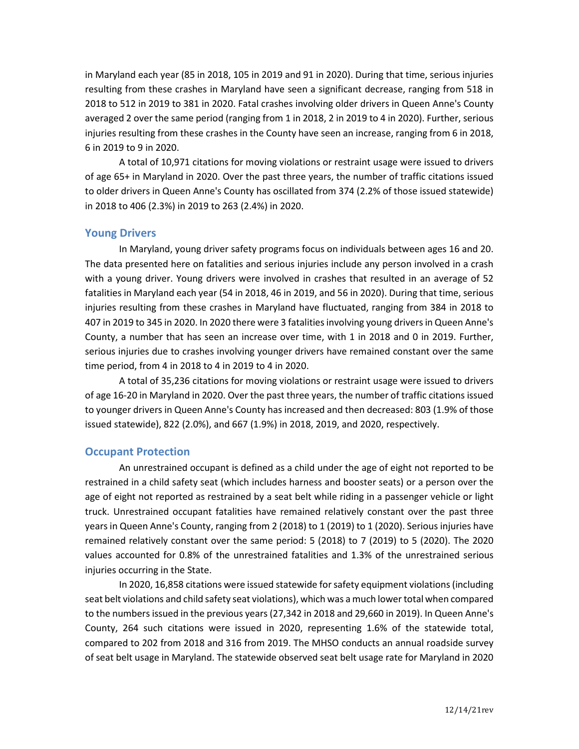in Maryland each year (85 in 2018, 105 in 2019 and 91 in 2020). During that time, serious injuries resulting from these crashes in Maryland have seen a significant decrease, ranging from 518 in 2018 to 512 in 2019 to 381 in 2020. Fatal crashes involving older drivers in Queen Anne's County averaged 2 over the same period (ranging from 1 in 2018, 2 in 2019 to 4 in 2020). Further, serious injuries resulting from these crashes in the County have seen an increase, ranging from 6 in 2018, 6 in 2019 to 9 in 2020.

A total of 10,971 citations for moving violations or restraint usage were issued to drivers of age 65+ in Maryland in 2020. Over the past three years, the number of traffic citations issued to older drivers in Queen Anne's County has oscillated from 374 (2.2% of those issued statewide) in 2018 to 406 (2.3%) in 2019 to 263 (2.4%) in 2020.

## Young Drivers

In Maryland, young driver safety programs focus on individuals between ages 16 and 20. The data presented here on fatalities and serious injuries include any person involved in a crash with a young driver. Young drivers were involved in crashes that resulted in an average of 52 fatalities in Maryland each year (54 in 2018, 46 in 2019, and 56 in 2020). During that time, serious injuries resulting from these crashes in Maryland have fluctuated, ranging from 384 in 2018 to 407 in 2019 to 345 in 2020. In 2020 there were 3 fatalities involving young drivers in Queen Anne's County, a number that has seen an increase over time, with 1 in 2018 and 0 in 2019. Further, serious injuries due to crashes involving younger drivers have remained constant over the same time period, from 4 in 2018 to 4 in 2019 to 4 in 2020.

A total of 35,236 citations for moving violations or restraint usage were issued to drivers of age 16-20 in Maryland in 2020. Over the past three years, the number of traffic citations issued to younger drivers in Queen Anne's County has increased and then decreased: 803 (1.9% of those issued statewide), 822 (2.0%), and 667 (1.9%) in 2018, 2019, and 2020, respectively.

## Occupant Protection

An unrestrained occupant is defined as a child under the age of eight not reported to be restrained in a child safety seat (which includes harness and booster seats) or a person over the age of eight not reported as restrained by a seat belt while riding in a passenger vehicle or light truck. Unrestrained occupant fatalities have remained relatively constant over the past three years in Queen Anne's County, ranging from 2 (2018) to 1 (2019) to 1 (2020). Serious injuries have remained relatively constant over the same period: 5 (2018) to 7 (2019) to 5 (2020). The 2020 values accounted for 0.8% of the unrestrained fatalities and 1.3% of the unrestrained serious injuries occurring in the State.

In 2020, 16,858 citations were issued statewide for safety equipment violations (including seat belt violations and child safety seat violations), which was a much lower total when compared to the numbers issued in the previous years (27,342 in 2018 and 29,660 in 2019). In Queen Anne's County, 264 such citations were issued in 2020, representing 1.6% of the statewide total, compared to 202 from 2018 and 316 from 2019. The MHSO conducts an annual roadside survey of seat belt usage in Maryland. The statewide observed seat belt usage rate for Maryland in 2020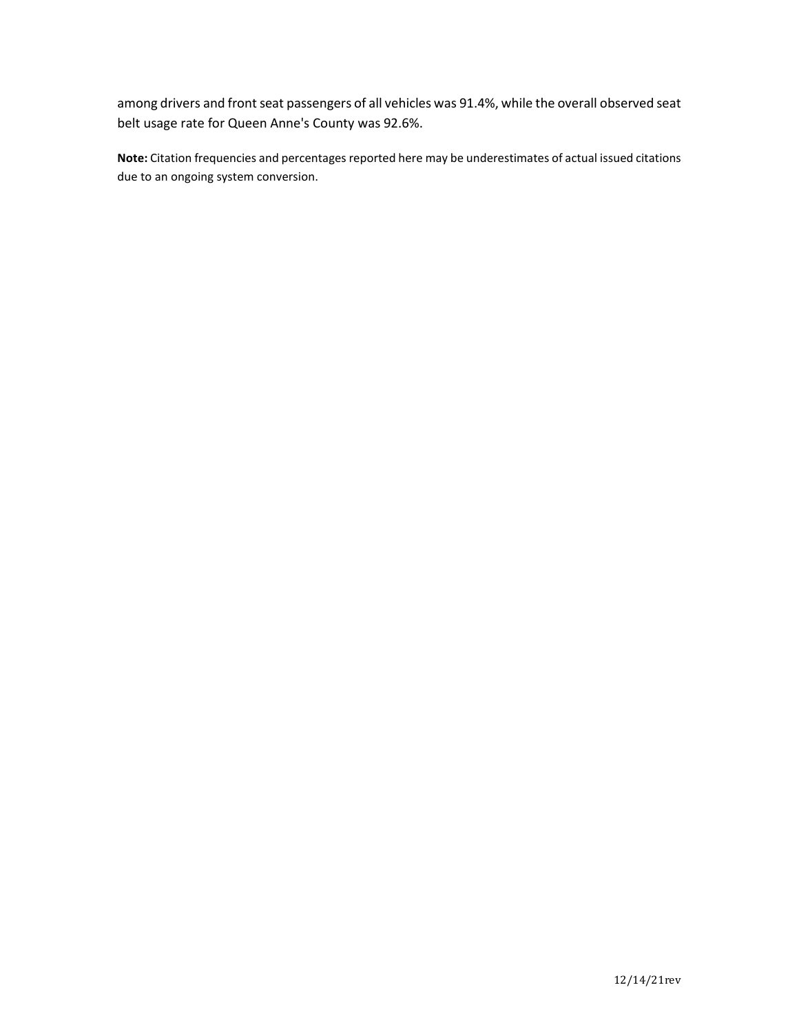among drivers and front seat passengers of all vehicles was 91.4%, while the overall observed seat belt usage rate for Queen Anne's County was 92.6%.

**Note:** Citation frequencies and percentages reported here may be underestimates of actual issued citations due to an ongoing system conversion.

12/14/21rev